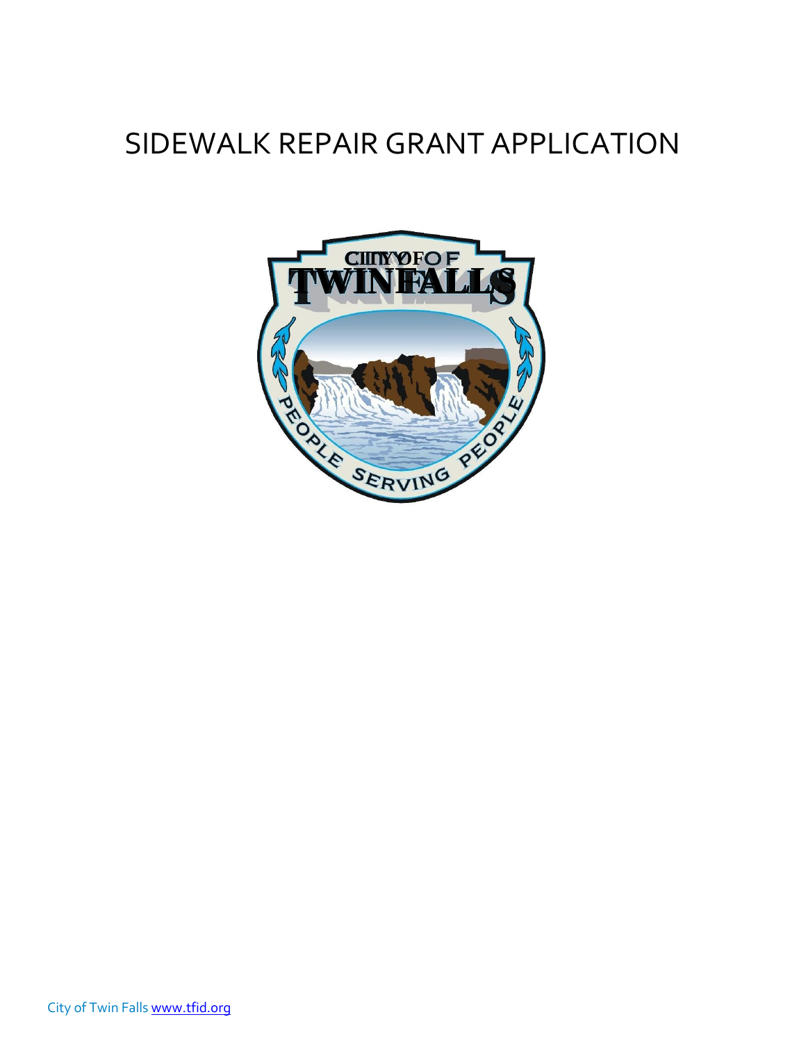# SIDEWALK REPAIR GRANT APPLICATION

City of Twin Falls www.tfid.org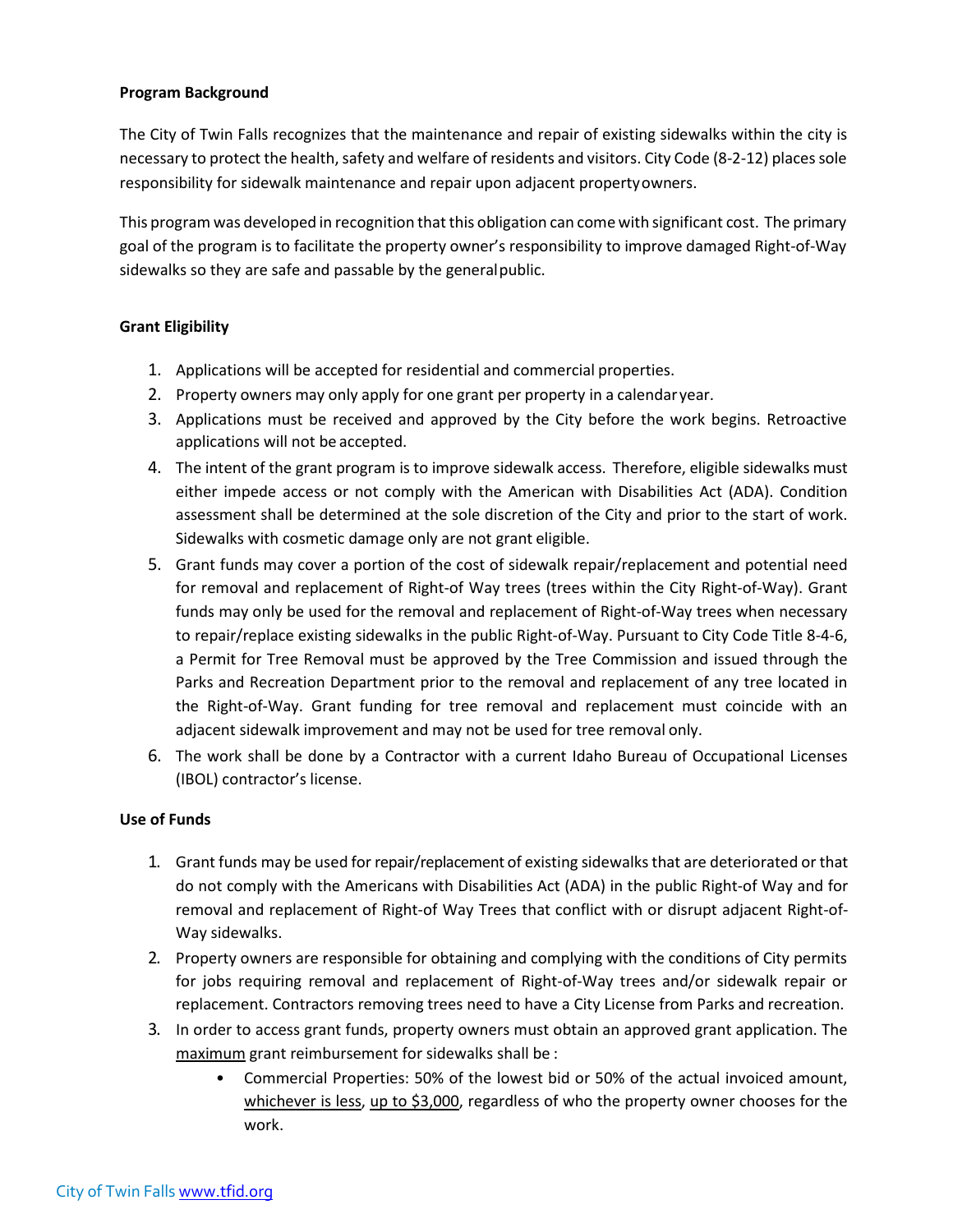**Program Background**

The City of Twin Falls recognizes that the maintenance and repair of existing sidewalks within the city is necessary to protect the health, safety and welfare of residents and visitors. City Code (8-2-12) places sole responsibility for sidewalk maintenance and repair upon adjacent property owners.

This program was developed in recognition that this obligation can come with significant cost. The primary goal of the program is to facilitate the property owner's responsibility to improve damaged Right-of-Way sidewalks so they are safe and passable by the general public.

**Grant Eligibility**

1. Applications will be accepted for residential and commercial properties.
2. Property owners may only apply for one grant per property in a calendar year.
3. Applications must be received and approved by the City before the work begins. Retroactive applications will not be accepted.
4. The intent of the grant program is to improve sidewalk access. Therefore, eligible sidewalks must either impede access or not comply with the American with Disabilities Act (ADA). Condition assessment shall be determined at the sole discretion of the City and prior to the start of work. Sidewalks with cosmetic damage only are not grant eligible.
5. Grant funds may cover a portion of the cost of sidewalk repair/replacement and potential need for removal and replacement of Right-of Way trees (trees within the City Right-of-Way). Grant funds may only be used for the removal and replacement of Right-of-Way trees when necessary to repair/replace existing sidewalks in the public Right-of-Way. Pursuant to City Code Title 8-4-6, a Permit for Tree Removal must be approved by the Tree Commission and issued through the Parks and Recreation Department prior to the removal and replacement of any tree located in the Right-of-Way. Grant funding for tree removal and replacement must coincide with an adjacent sidewalk improvement and may not be used for tree removal only.
6. The work shall be done by a Contractor with a current Idaho Bureau of Occupational Licenses (IBOL) contractor's license.

**Use of Funds**

1. Grant funds may be used for repair/replacement of existing sidewalks that are deteriorated or that do not comply with the Americans with Disabilities Act (ADA) in the public Right-of Way and for removal and replacement of Right-of Way Trees that conflict with or disrupt adjacent Right-of-Way sidewalks.
2. Property owners are responsible for obtaining and complying with the conditions of City permits for jobs requiring removal and replacement of Right-of-Way trees and/or sidewalk repair or replacement. Contractors removing trees need to have a City License from Parks and recreation.
3. In order to access grant funds, property owners must obtain an approved grant application. The <u>maximum</u> grant reimbursement for sidewalks shall be :
   - Commercial Properties: 50% of the lowest bid or 50% of the actual invoiced amount, <u>whichever is less</u>, <u>up to $3,000</u>, regardless of who the property owner chooses for the work.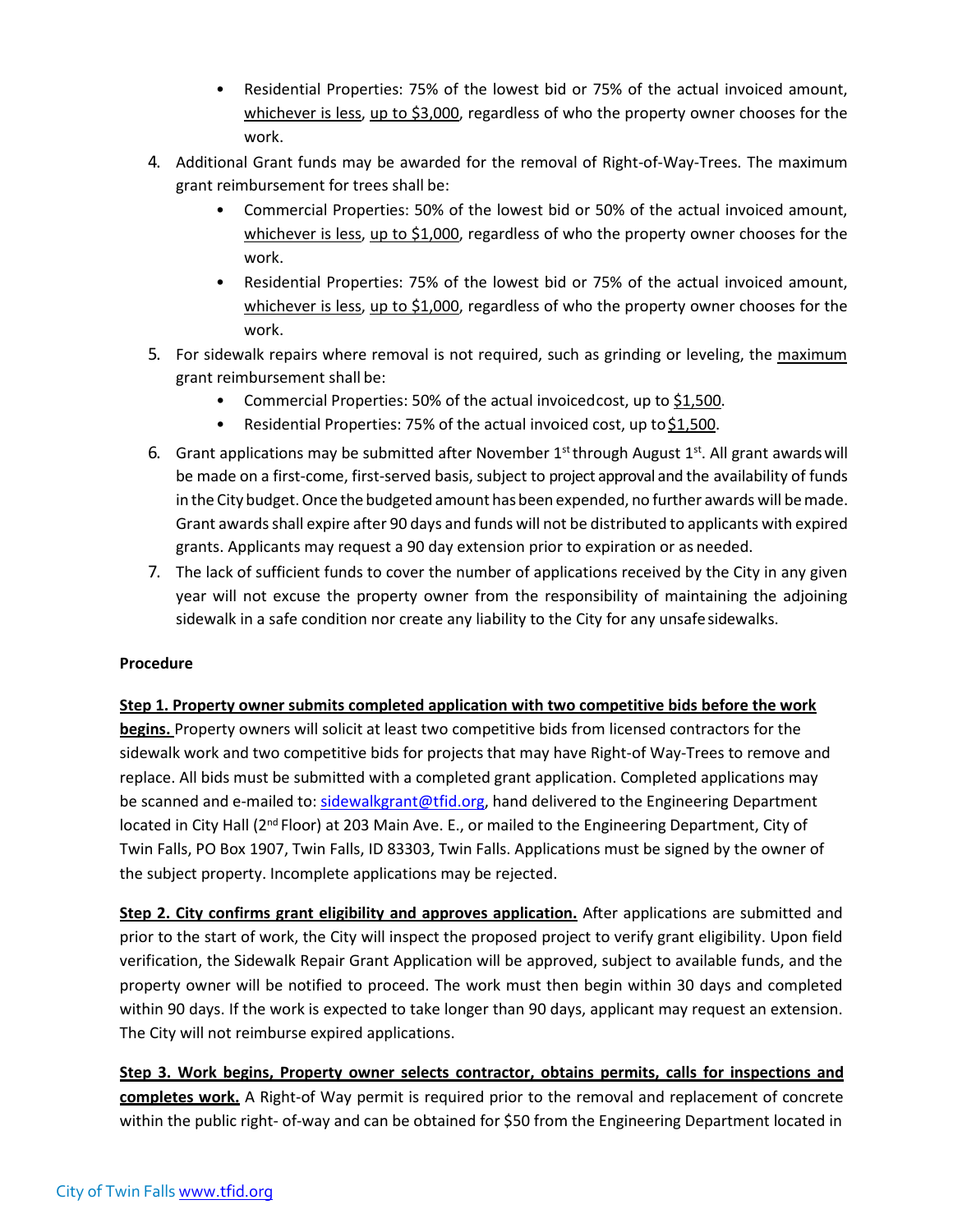- Residential Properties: 75% of the lowest bid or 75% of the actual invoiced amount, whichever is less, up to $3,000, regardless of who the property owner chooses for the work.

4. Additional Grant funds may be awarded for the removal of Right-of-Way-Trees. The maximum grant reimbursement for trees shall be:
   - Commercial Properties: 50% of the lowest bid or 50% of the actual invoiced amount, whichever is less, up to $1,000, regardless of who the property owner chooses for the work.
   - Residential Properties: 75% of the lowest bid or 75% of the actual invoiced amount, whichever is less, up to $1,000, regardless of who the property owner chooses for the work.
5. For sidewalk repairs where removal is not required, such as grinding or leveling, the maximum grant reimbursement shall be:
   - Commercial Properties: 50% of the actual invoiced cost, up to $1,500.
   - Residential Properties: 75% of the actual invoiced cost, up to $1,500.
6. Grant applications may be submitted after November 1st through August 1st. All grant awards will be made on a first-come, first-served basis, subject to project approval and the availability of funds in the City budget. Once the budgeted amount has been expended, no further awards will be made. Grant awards shall expire after 90 days and funds will not be distributed to applicants with expired grants. Applicants may request a 90 day extension prior to expiration or as needed.
7. The lack of sufficient funds to cover the number of applications received by the City in any given year will not excuse the property owner from the responsibility of maintaining the adjoining sidewalk in a safe condition nor create any liability to the City for any unsafe sidewalks.

**Procedure**

**Step 1. Property owner submits completed application with two competitive bids before the work begins.** Property owners will solicit at least two competitive bids from licensed contractors for the sidewalk work and two competitive bids for projects that may have Right-of Way-Trees to remove and replace. All bids must be submitted with a completed grant application. Completed applications may be scanned and e-mailed to: sidewalkgrant@tfid.org, hand delivered to the Engineering Department located in City Hall (2nd Floor) at 203 Main Ave. E., or mailed to the Engineering Department, City of Twin Falls, PO Box 1907, Twin Falls, ID 83303, Twin Falls. Applications must be signed by the owner of the subject property. Incomplete applications may be rejected.

**Step 2. City confirms grant eligibility and approves application.** After applications are submitted and prior to the start of work, the City will inspect the proposed project to verify grant eligibility. Upon field verification, the Sidewalk Repair Grant Application will be approved, subject to available funds, and the property owner will be notified to proceed. The work must then begin within 30 days and completed within 90 days. If the work is expected to take longer than 90 days, applicant may request an extension. The City will not reimburse expired applications.

**Step 3. Work begins, Property owner selects contractor, obtains permits, calls for inspections and completes work.** A Right-of Way permit is required prior to the removal and replacement of concrete within the public right- of-way and can be obtained for $50 from the Engineering Department located in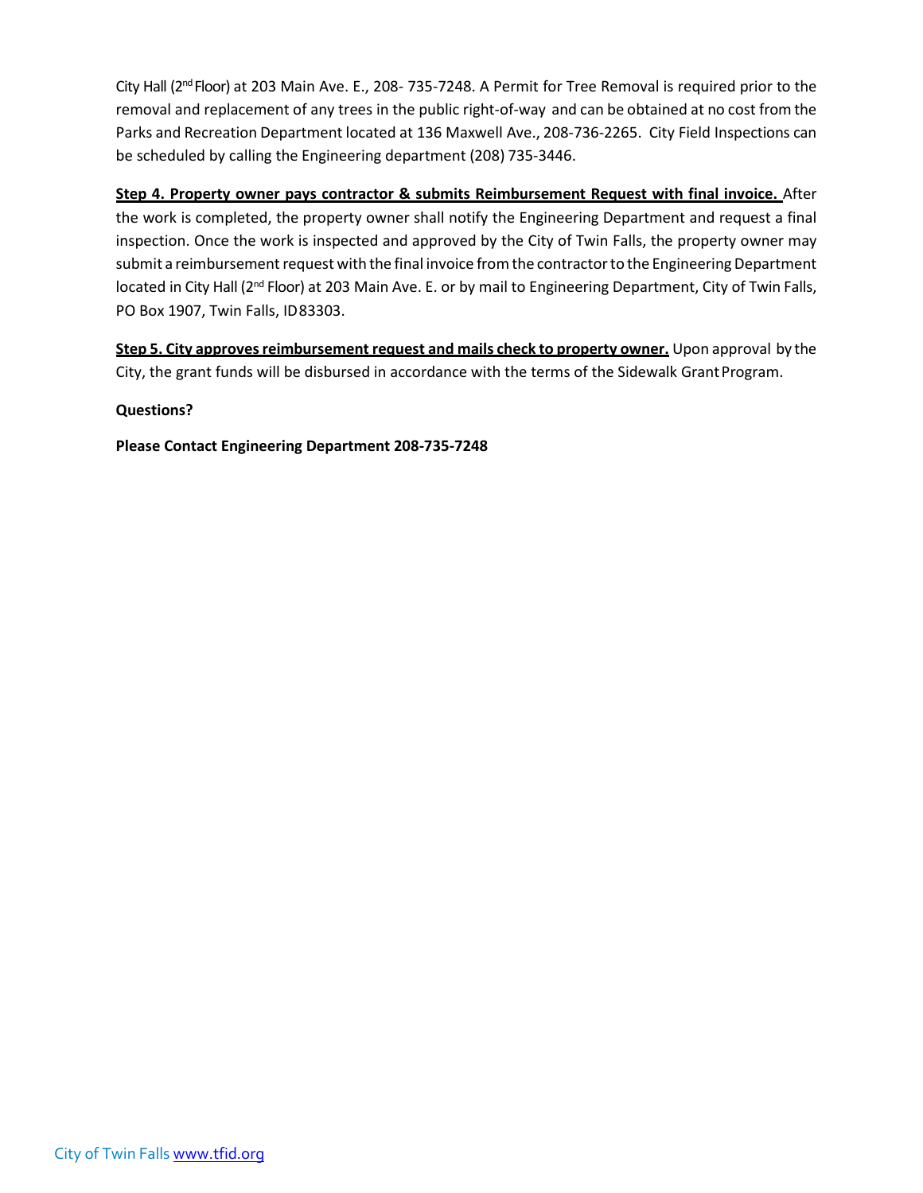City Hall (2nd Floor) at 203 Main Ave. E., 208- 735-7248. A Permit for Tree Removal is required prior to the removal and replacement of any trees in the public right-of-way and can be obtained at no cost from the Parks and Recreation Department located at 136 Maxwell Ave., 208-736-2265. City Field Inspections can be scheduled by calling the Engineering department (208) 735-3446.

**Step 4. Property owner pays contractor & submits Reimbursement Request with final invoice.** After the work is completed, the property owner shall notify the Engineering Department and request a final inspection. Once the work is inspected and approved by the City of Twin Falls, the property owner may submit a reimbursement request with the final invoice from the contractor to the Engineering Department located in City Hall (2nd Floor) at 203 Main Ave. E. or by mail to Engineering Department, City of Twin Falls, PO Box 1907, Twin Falls, ID 83303.

**Step 5. City approves reimbursement request and mails check to property owner.** Upon approval by the City, the grant funds will be disbursed in accordance with the terms of the Sidewalk Grant Program.

**Questions?**

**Please Contact Engineering Department 208-735-7248**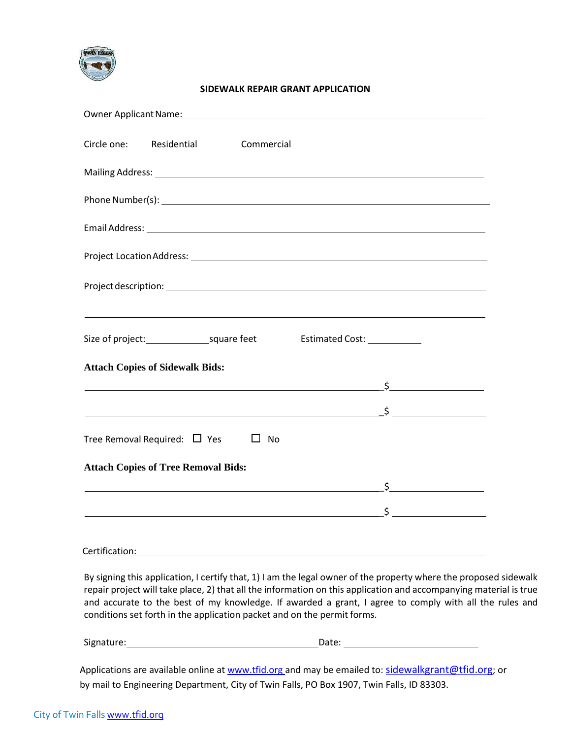## SIDEWALK REPAIR GRANT APPLICATION

Owner Applicant Name: ____________________________________________

Circle one: Residential Commercial

Mailing Address: ____________________________________________

Phone Number(s): ____________________________________________

Email Address: ____________________________________________

Project Location Address: ____________________________________________

Project description: ____________________________________________

____________________________________________

Size of project: ____________ square feet Estimated Cost: __________

**Attach Copies of Sidewalk Bids:**

____________________________________________ $ ______________

____________________________________________ $ ______________

Tree Removal Required: ☐ Yes ☐ No

**Attach Copies of Tree Removal Bids:**

____________________________________________ $ ______________

____________________________________________ $ ______________

Certification: ____________________________________________

By signing this application, I certify that, 1) I am the legal owner of the property where the proposed sidewalk repair project will take place, 2) that all the information on this application and accompanying material is true and accurate to the best of my knowledge. If awarded a grant, I agree to comply with all the rules and conditions set forth in the application packet and on the permit forms.

Signature: ______________________________ Date: ____________________

Applications are available online at www.tfid.org and may be emailed to: sidewalkgrant@tfid.org; or by mail to Engineering Department, City of Twin Falls, PO Box 1907, Twin Falls, ID 83303.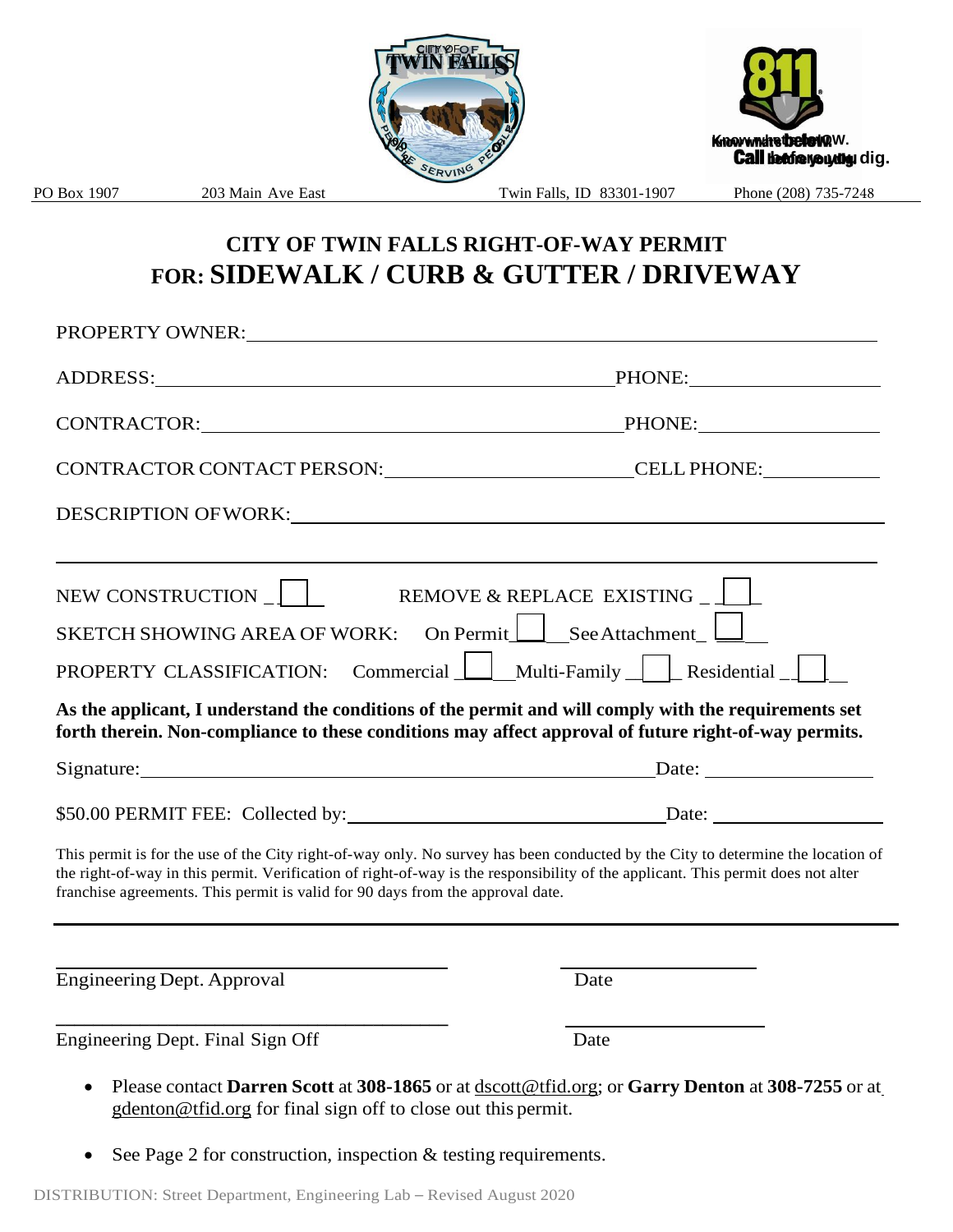Know what's **below**.
**Call** before you dig.

PO Box 1907 203 Main Ave East Twin Falls, ID 83301-1907 Phone (208) 735-7248

## CITY OF TWIN FALLS RIGHT-OF-WAY PERMIT
## FOR: SIDEWALK / CURB & GUTTER / DRIVEWAY

PROPERTY OWNER: ______________________________________________

ADDRESS: ______________________________ PHONE: ________________

CONTRACTOR: ______________________________ PHONE: ________________

CONTRACTOR CONTACT PERSON: ____________________ CELL PHONE: ____________

DESCRIPTION OF WORK: ______________________________________________

______________________________________________________________________

NEW CONSTRUCTION ☐ REMOVE & REPLACE EXISTING ☐

SKETCH SHOWING AREA OF WORK: On Permit ☐ See Attachment ☐

PROPERTY CLASSIFICATION: Commercial ☐ Multi-Family ☐ Residential ☐

**As the applicant, I understand the conditions of the permit and will comply with the requirements set forth therein. Non-compliance to these conditions may affect approval of future right-of-way permits.**

Signature: ______________________________________ Date: ______________

$50.00 PERMIT FEE: Collected by: ______________________________ Date: ______________

This permit is for the use of the City right-of-way only. No survey has been conducted by the City to determine the location of the right-of-way in this permit. Verification of right-of-way is the responsibility of the applicant. This permit does not alter franchise agreements. This permit is valid for 90 days from the approval date.

---

______________________________ ______________
Engineering Dept. Approval Date

______________________________ ______________
Engineering Dept. Final Sign Off Date

- Please contact **Darren Scott** at **308-1865** or at dscott@tfid.org; or **Garry Denton** at **308-7255** or at gdenton@tfid.org for final sign off to close out this permit.
- See Page 2 for construction, inspection & testing requirements.

DISTRIBUTION: Street Department, Engineering Lab – Revised August 2020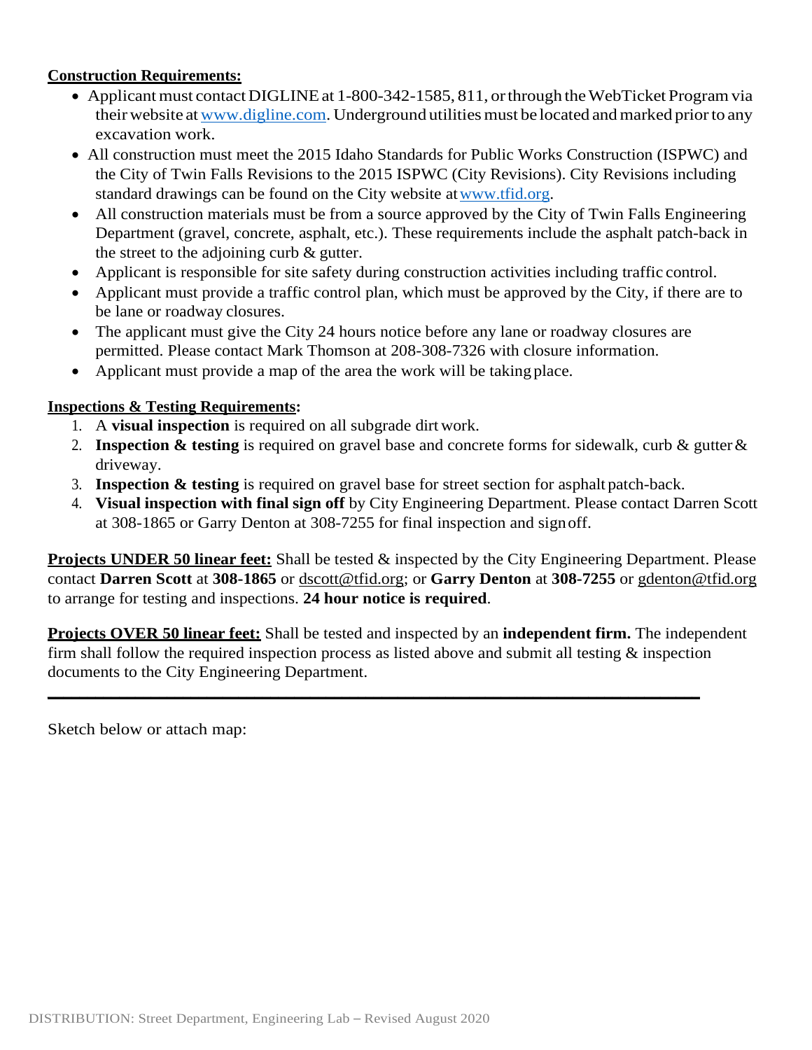**Construction Requirements:**

- Applicant must contact DIGLINE at 1-800-342-1585, 811, or through the WebTicket Program via their website at www.digline.com. Underground utilities must be located and marked prior to any excavation work.
- All construction must meet the 2015 Idaho Standards for Public Works Construction (ISPWC) and the City of Twin Falls Revisions to the 2015 ISPWC (City Revisions). City Revisions including standard drawings can be found on the City website at www.tfid.org.
- All construction materials must be from a source approved by the City of Twin Falls Engineering Department (gravel, concrete, asphalt, etc.). These requirements include the asphalt patch-back in the street to the adjoining curb & gutter.
- Applicant is responsible for site safety during construction activities including traffic control.
- Applicant must provide a traffic control plan, which must be approved by the City, if there are to be lane or roadway closures.
- The applicant must give the City 24 hours notice before any lane or roadway closures are permitted. Please contact Mark Thomson at 208-308-7326 with closure information.
- Applicant must provide a map of the area the work will be taking place.

**Inspections & Testing Requirements:**

1. A **visual inspection** is required on all subgrade dirt work.
2. **Inspection & testing** is required on gravel base and concrete forms for sidewalk, curb & gutter & driveway.
3. **Inspection & testing** is required on gravel base for street section for asphalt patch-back.
4. **Visual inspection with final sign off** by City Engineering Department. Please contact Darren Scott at 308-1865 or Garry Denton at 308-7255 for final inspection and sign off.

**Projects UNDER 50 linear feet:** Shall be tested & inspected by the City Engineering Department. Please contact **Darren Scott** at **308-1865** or dscott@tfid.org; or **Garry Denton** at **308-7255** or gdenton@tfid.org to arrange for testing and inspections. **24 hour notice is required**.

**Projects OVER 50 linear feet:** Shall be tested and inspected by an **independent firm.** The independent firm shall follow the required inspection process as listed above and submit all testing & inspection documents to the City Engineering Department.

---

Sketch below or attach map:

DISTRIBUTION: Street Department, Engineering Lab – Revised August 2020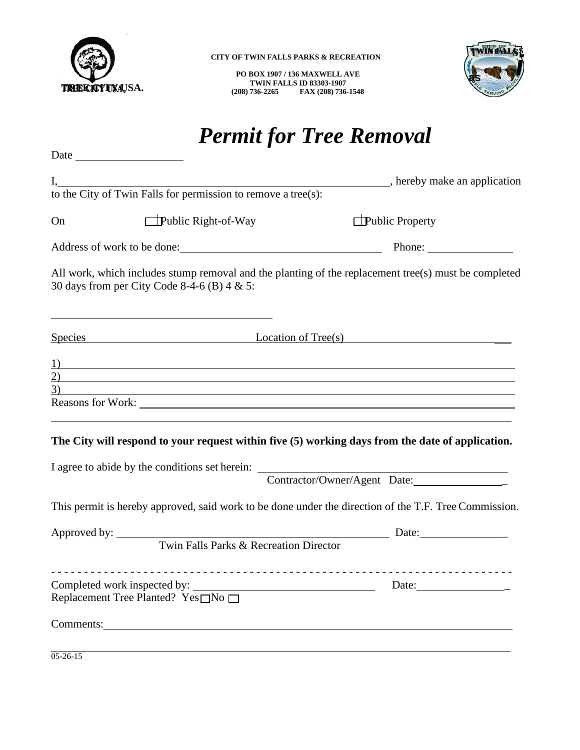TREE CITY USA.

**CITY OF TWIN FALLS PARKS & RECREATION**

**PO BOX 1907 / 136 MAXWELL AVE**
**TWIN FALLS ID 83303-1907**
**(208) 736-2265 FAX (208) 736-1548**

# *Permit for Tree Removal*

Date ____________________

I,_______________________________________________________________, hereby make an application to the City of Twin Falls for permission to remove a tree(s):

On ☐ Public Right-of-Way ☐ Public Property

Address of work to be done:______________________________________ Phone: ________________

All work, which includes stump removal and the planting of the replacement tree(s) must be completed 30 days from per City Code 8-4-6 (B) 4 & 5:

_________________________________________

Species _______________________________ Location of Tree(s) ______________________________

1) ______________________________________________________________________________
2) ______________________________________________________________________________
3) ______________________________________________________________________________

Reasons for Work: ______________________________________________________________________

_______________________________________________________________________________________

**The City will respond to your request within five (5) working days from the date of application.**

I agree to abide by the conditions set herein: ___________________________________________
Contractor/Owner/Agent Date:_________________

This permit is hereby approved, said work to be done under the direction of the T.F. Tree Commission.

Approved by: ____________________________________________________ Date:_______________
Twin Falls Parks & Recreation Director

- - - - - - - - - - - - - - - - - - - - - - - - - - - - - - - - - - - - - - - - - - - - - - - - - - - - - - - - - - - - - - - - - - - -

Completed work inspected by: ___________________________________ Date:_________________
Replacement Tree Planted? Yes ☐ No ☐

Comments:_______________________________________________________________________________

_______________________________________________________________________________________

05-26-15